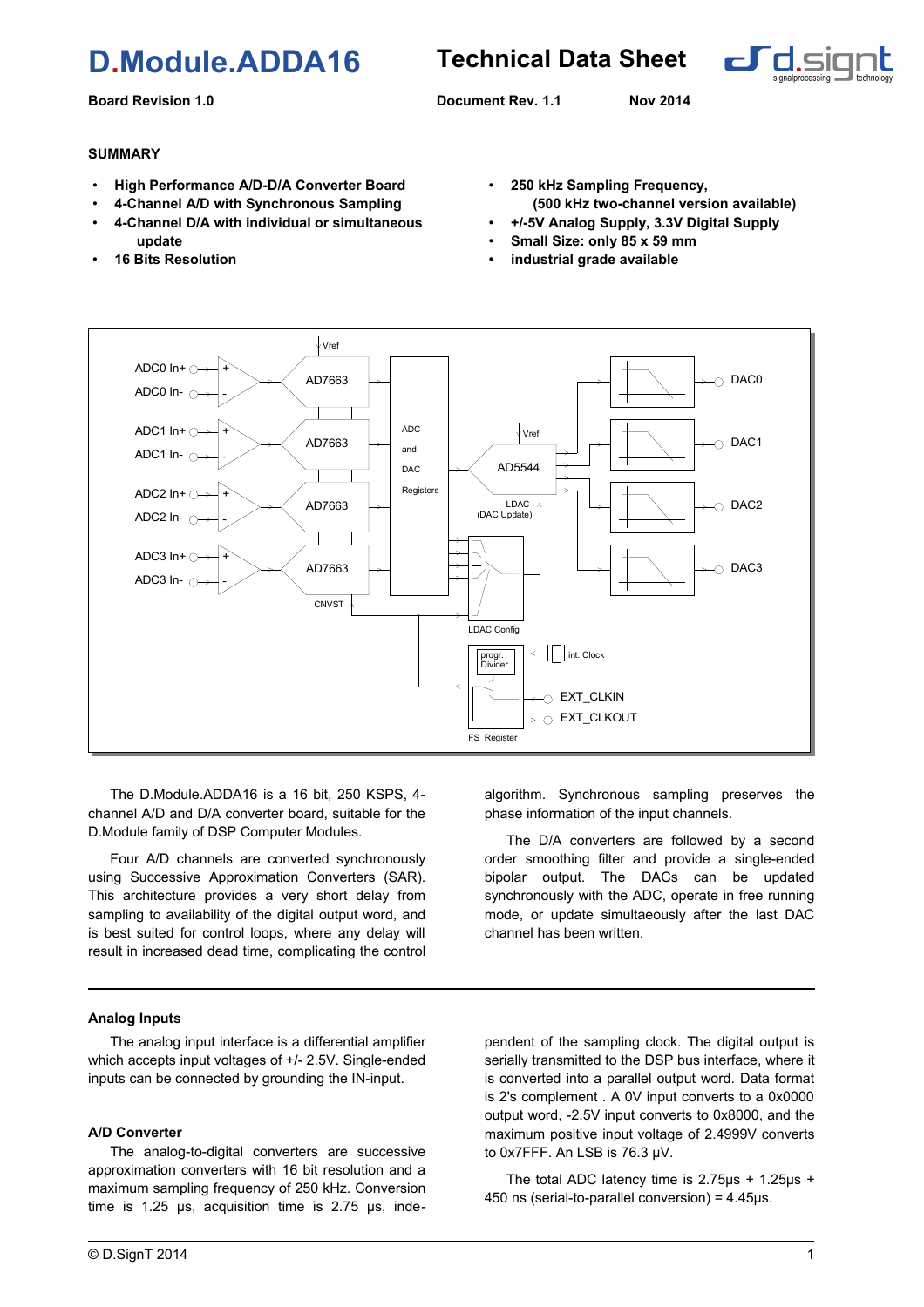# D.Module.ADDA16

**Technical Data Sheet**

**Board Revision 1.0** **Document Rev. 1.1** **Nov 2014**

### SUMMARY

- **High Performance A/D-D/A Converter Board**
- **4-Channel A/D with Synchronous Sampling**
- **4-Channel D/A with individual or simultaneous update**
- **16 Bits Resolution**
- **250 kHz Sampling Frequency, (500 kHz two-channel version available)**
- **+/-5V Analog Supply, 3.3V Digital Supply**
- **Small Size: only 85 x 59 mm**
- **industrial grade available**

ADC0 In+
ADC0 In-
ADC1 In+
ADC1 In-
ADC2 In+
ADC2 In-
ADC3 In+
ADC3 In-
Vref
AD7663
AD7663
AD7663
AD7663
CNVST
ADC and DAC Registers
Vref
AD5544
LDAC (DAC Update)
LDAC Config
DAC0
DAC1
DAC2
DAC3
progr. Divider
int. Clock
EXT_CLKIN
EXT_CLKOUT
FS_Register

The D.Module.ADDA16 is a 16 bit, 250 KSPS, 4-channel A/D and D/A converter board, suitable for the D.Module family of DSP Computer Modules.

Four A/D channels are converted synchronously using Successive Approximation Converters (SAR). This architecture provides a very short delay from sampling to availability of the digital output word, and is best suited for control loops, where any delay will result in increased dead time, complicating the control algorithm. Synchronous sampling preserves the phase information of the input channels.

The D/A converters are followed by a second order smoothing filter and provide a single-ended bipolar output. The DACs can be updated synchronously with the ADC, operate in free running mode, or update simultaeously after the last DAC channel has been written.

### Analog Inputs

The analog input interface is a differential amplifier which accepts input voltages of +/- 2.5V. Single-ended inputs can be connected by grounding the IN-input.

### A/D Converter

The analog-to-digital converters are successive approximation converters with 16 bit resolution and a maximum sampling frequency of 250 kHz. Conversion time is 1.25 µs, acquisition time is 2.75 µs, independent of the sampling clock. The digital output is serially transmitted to the DSP bus interface, where it is converted into a parallel output word. Data format is 2's complement . A 0V input converts to a 0x0000 output word, -2.5V input converts to 0x8000, and the maximum positive input voltage of 2.4999V converts to 0x7FFF. An LSB is 76.3 µV.

The total ADC latency time is 2.75µs + 1.25µs + 450 ns (serial-to-parallel conversion) = 4.45µs.

© D.SignT 2014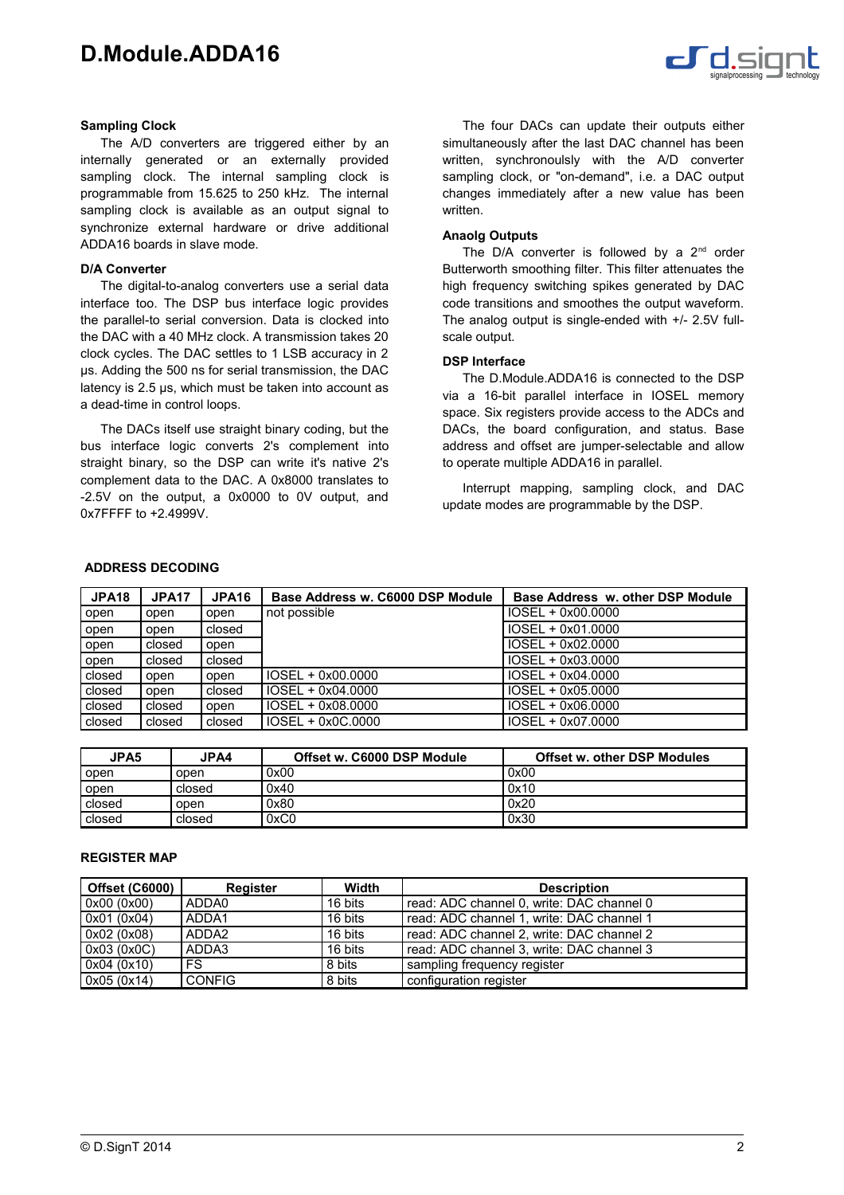### Sampling Clock

The A/D converters are triggered either by an internally generated or an externally provided sampling clock. The internal sampling clock is programmable from 15.625 to 250 kHz. The internal sampling clock is available as an output signal to synchronize external hardware or drive additional ADDA16 boards in slave mode.

### D/A Converter

The digital-to-analog converters use a serial data interface too. The DSP bus interface logic provides the parallel-to serial conversion. Data is clocked into the DAC with a 40 MHz clock. A transmission takes 20 clock cycles. The DAC settles to 1 LSB accuracy in 2 µs. Adding the 500 ns for serial transmission, the DAC latency is 2.5 µs, which must be taken into account as a dead-time in control loops.

The DACs itself use straight binary coding, but the bus interface logic converts 2's complement into straight binary, so the DSP can write it's native 2's complement data to the DAC. A 0x8000 translates to -2.5V on the output, a 0x0000 to 0V output, and 0x7FFFF to +2.4999V.

The four DACs can update their outputs either simultaneously after the last DAC channel has been written, synchronously with the A/D converter sampling clock, or "on-demand", i.e. a DAC output changes immediately after a new value has been written.

### Anaolg Outputs

The D/A converter is followed by a 2nd order Butterworth smoothing filter. This filter attenuates the high frequency switching spikes generated by DAC code transitions and smoothes the output waveform. The analog output is single-ended with +/- 2.5V full-scale output.

### DSP Interface

The D.Module.ADDA16 is connected to the DSP via a 16-bit parallel interface in IOSEL memory space. Six registers provide access to the ADCs and DACs, the board configuration, and status. Base address and offset are jumper-selectable and allow to operate multiple ADDA16 in parallel.

Interrupt mapping, sampling clock, and DAC update modes are programmable by the DSP.

### ADDRESS DECODING

| JPA18 | JPA17 | JPA16 | Base Address w. C6000 DSP Module | Base Address w. other DSP Module |
|---|---|---|---|---|
| open | open | open | not possible | IOSEL + 0x00.0000 |
| open | open | closed | | IOSEL + 0x01.0000 |
| open | closed | open | | IOSEL + 0x02.0000 |
| open | closed | closed | | IOSEL + 0x03.0000 |
| closed | open | open | IOSEL + 0x00.0000 | IOSEL + 0x04.0000 |
| closed | open | closed | IOSEL + 0x04.0000 | IOSEL + 0x05.0000 |
| closed | closed | open | IOSEL + 0x08.0000 | IOSEL + 0x06.0000 |
| closed | closed | closed | IOSEL + 0x0C.0000 | IOSEL + 0x07.0000 |

| JPA5 | JPA4 | Offset w. C6000 DSP Module | Offset w. other DSP Modules |
|---|---|---|---|
| open | open | 0x00 | 0x00 |
| open | closed | 0x40 | 0x10 |
| closed | open | 0x80 | 0x20 |
| closed | closed | 0xC0 | 0x30 |

### REGISTER MAP

| Offset (C6000) | Register | Width | Description |
|---|---|---|---|
| 0x00 (0x00) | ADDA0 | 16 bits | read: ADC channel 0, write: DAC channel 0 |
| 0x01 (0x04) | ADDA1 | 16 bits | read: ADC channel 1, write: DAC channel 1 |
| 0x02 (0x08) | ADDA2 | 16 bits | read: ADC channel 2, write: DAC channel 2 |
| 0x03 (0x0C) | ADDA3 | 16 bits | read: ADC channel 3, write: DAC channel 3 |
| 0x04 (0x10) | FS | 8 bits | sampling frequency register |
| 0x05 (0x14) | CONFIG | 8 bits | configuration register |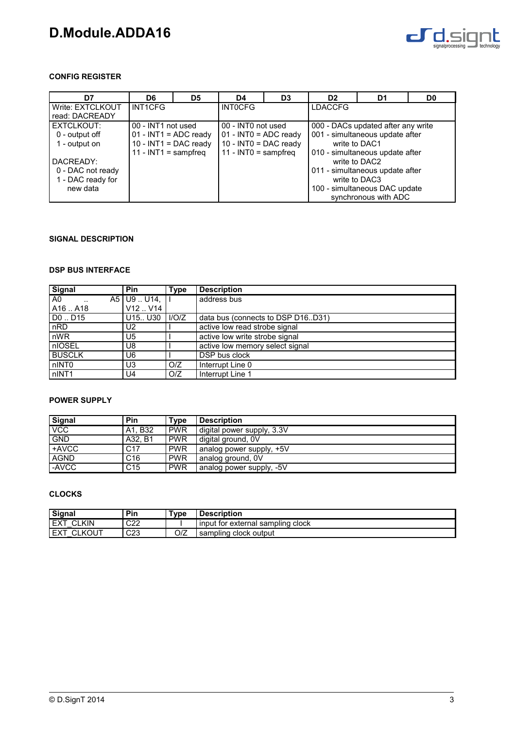### CONFIG REGISTER

| D7 | D6 | D5 | D4 | D3 | D2 | D1 | D0 |
|---|---|---|---|---|---|---|---|
| Write: EXTCLKOUT<br>read: DACREADY | INT1CFG | | INT0CFG | | LDACCFG | | |
| EXTCLKOUT:<br>0 - output off<br>1 - output on<br><br>DACREADY:<br>0 - DAC not ready<br>1 - DAC ready for new data | 00 - INT1 not used<br>01 - INT1 = ADC ready<br>10 - INT1 = DAC ready<br>11 - INT1 = sampfreq | | 00 - INT0 not used<br>01 - INT0 = ADC ready<br>10 - INT0 = DAC ready<br>11 - INT0 = sampfreq | | 000 - DACs updated after any write<br>001 - simultaneous update after write to DAC1<br>010 - simultaneous update after write to DAC2<br>011 - simultaneous update after write to DAC3<br>100 - simultaneous DAC update synchronous with ADC | | |

### SIGNAL DESCRIPTION

### DSP BUS INTERFACE

| Signal | Pin | Type | Description |
|---|---|---|---|
| A0 .. A5<br>A16 .. A18 | U9 .. U14,<br>V12 .. V14 | I | address bus |
| D0 .. D15 | U15.. U30 | I/O/Z | data bus (connects to DSP D16..D31) |
| nRD | U2 | I | active low read strobe signal |
| nWR | U5 | I | active low write strobe signal |
| nIOSEL | U8 | I | active low memory select signal |
| BUSCLK | U6 | I | DSP bus clock |
| nINT0 | U3 | O/Z | Interrupt Line 0 |
| nINT1 | U4 | O/Z | Interrupt Line 1 |

### POWER SUPPLY

| Signal | Pin | Type | Description |
|---|---|---|---|
| VCC | A1, B32 | PWR | digital power supply, 3.3V |
| GND | A32, B1 | PWR | digital ground, 0V |
| +AVCC | C17 | PWR | analog power supply, +5V |
| AGND | C16 | PWR | analog ground, 0V |
| -AVCC | C15 | PWR | analog power supply, -5V |

### CLOCKS

| Signal | Pin | Type | Description |
|---|---|---|---|
| EXT_CLKIN | C22 | I | input for external sampling clock |
| EXT_CLKOUT | C23 | O/Z | sampling clock output |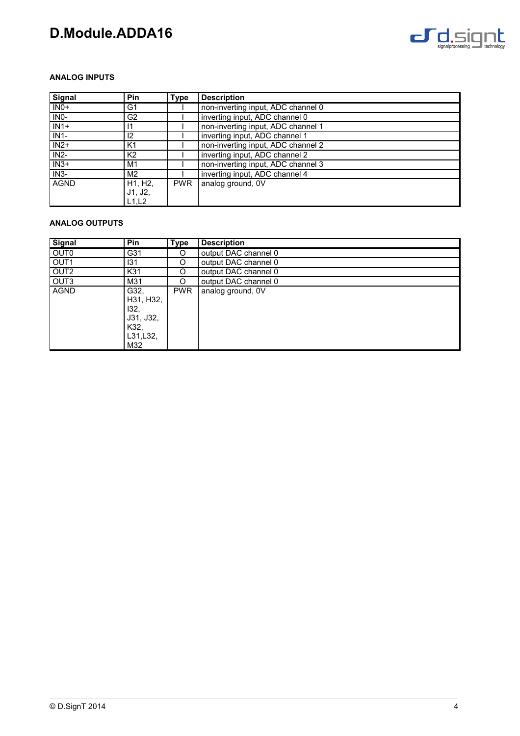**ANALOG INPUTS**

| Signal | Pin | Type | Description |
|---|---|---|---|
| IN0+ | G1 | I | non-inverting input, ADC channel 0 |
| IN0- | G2 | I | inverting input, ADC channel 0 |
| IN1+ | I1 | I | non-inverting input, ADC channel 1 |
| IN1- | I2 | I | inverting input, ADC channel 1 |
| IN2+ | K1 | I | non-inverting input, ADC channel 2 |
| IN2- | K2 | I | inverting input, ADC channel 2 |
| IN3+ | M1 | I | non-inverting input, ADC channel 3 |
| IN3- | M2 | I | inverting input, ADC channel 4 |
| AGND | H1, H2, J1, J2, L1,L2 | PWR | analog ground, 0V |

**ANALOG OUTPUTS**

| Signal | Pin | Type | Description |
|---|---|---|---|
| OUT0 | G31 | O | output DAC channel 0 |
| OUT1 | I31 | O | output DAC channel 0 |
| OUT2 | K31 | O | output DAC channel 0 |
| OUT3 | M31 | O | output DAC channel 0 |
| AGND | G32, H31, H32, I32, J31, J32, K32, L31,L32, M32 | PWR | analog ground, 0V |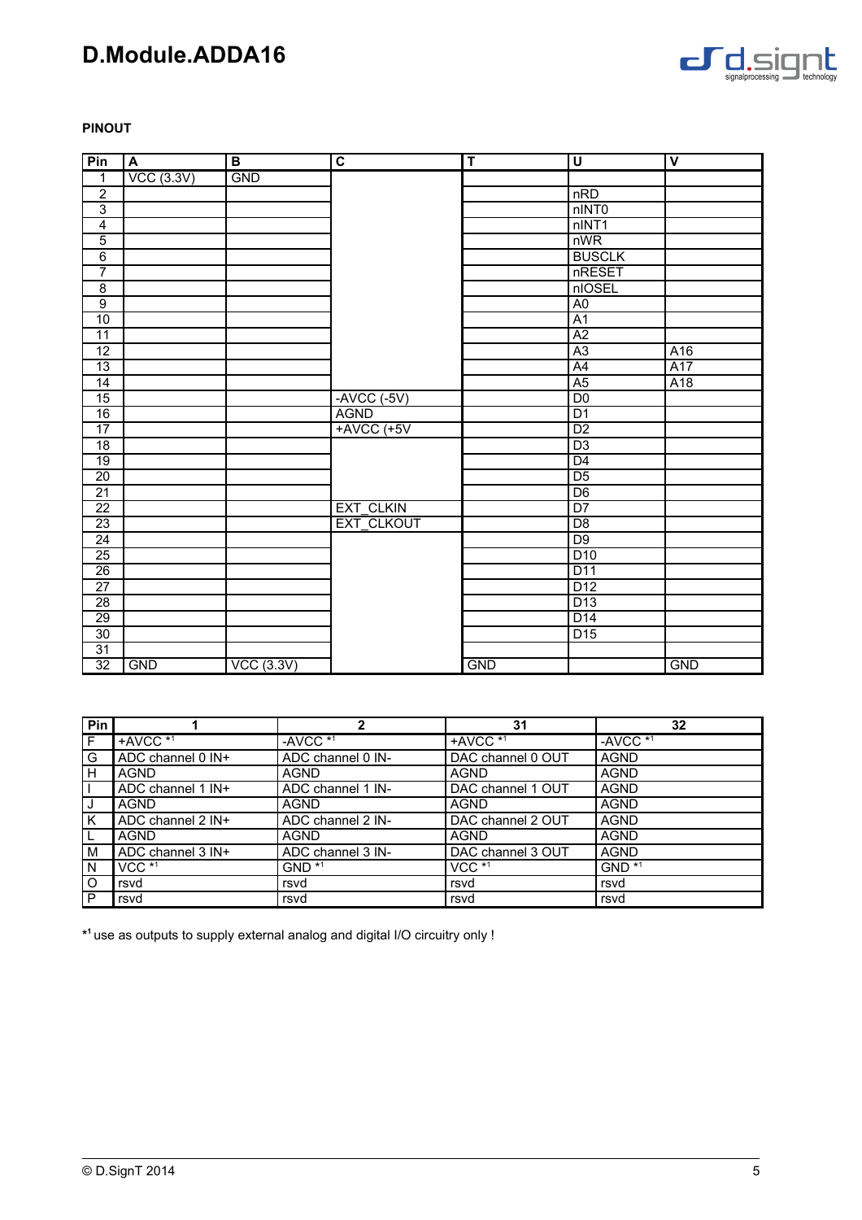# D.Module.ADDA16

**PINOUT**

| Pin | A | B | C | T | U | V |
|---|---|---|---|---|---|---|
| 1 | VCC (3.3V) | GND | | | | |
| 2 | | | | | nRD | |
| 3 | | | | | nINT0 | |
| 4 | | | | | nINT1 | |
| 5 | | | | | nWR | |
| 6 | | | | | BUSCLK | |
| 7 | | | | | nRESET | |
| 8 | | | | | nIOSEL | |
| 9 | | | | | A0 | |
| 10 | | | | | A1 | |
| 11 | | | | | A2 | |
| 12 | | | | | A3 | A16 |
| 13 | | | | | A4 | A17 |
| 14 | | | | | A5 | A18 |
| 15 | | | -AVCC (-5V) | | D0 | |
| 16 | | | AGND | | D1 | |
| 17 | | | +AVCC (+5V | | D2 | |
| 18 | | | | | D3 | |
| 19 | | | | | D4 | |
| 20 | | | | | D5 | |
| 21 | | | | | D6 | |
| 22 | | | EXT_CLKIN | | D7 | |
| 23 | | | EXT_CLKOUT | | D8 | |
| 24 | | | | | D9 | |
| 25 | | | | | D10 | |
| 26 | | | | | D11 | |
| 27 | | | | | D12 | |
| 28 | | | | | D13 | |
| 29 | | | | | D14 | |
| 30 | | | | | D15 | |
| 31 | | | | | | |
| 32 | GND | VCC (3.3V) | | GND | | GND |

| Pin | 1 | 2 | 31 | 32 |
|---|---|---|---|---|
| F | +AVCC *1 | -AVCC *1 | +AVCC *1 | -AVCC *1 |
| G | ADC channel 0 IN+ | ADC channel 0 IN- | DAC channel 0 OUT | AGND |
| H | AGND | AGND | AGND | AGND |
| I | ADC channel 1 IN+ | ADC channel 1 IN- | DAC channel 1 OUT | AGND |
| J | AGND | AGND | AGND | AGND |
| K | ADC channel 2 IN+ | ADC channel 2 IN- | DAC channel 2 OUT | AGND |
| L | AGND | AGND | AGND | AGND |
| M | ADC channel 3 IN+ | ADC channel 3 IN- | DAC channel 3 OUT | AGND |
| N | VCC *1 | GND *1 | VCC *1 | GND *1 |
| O | rsvd | rsvd | rsvd | rsvd |
| P | rsvd | rsvd | rsvd | rsvd |

*1 use as outputs to supply external analog and digital I/O circuitry only !

© D.SignT 2014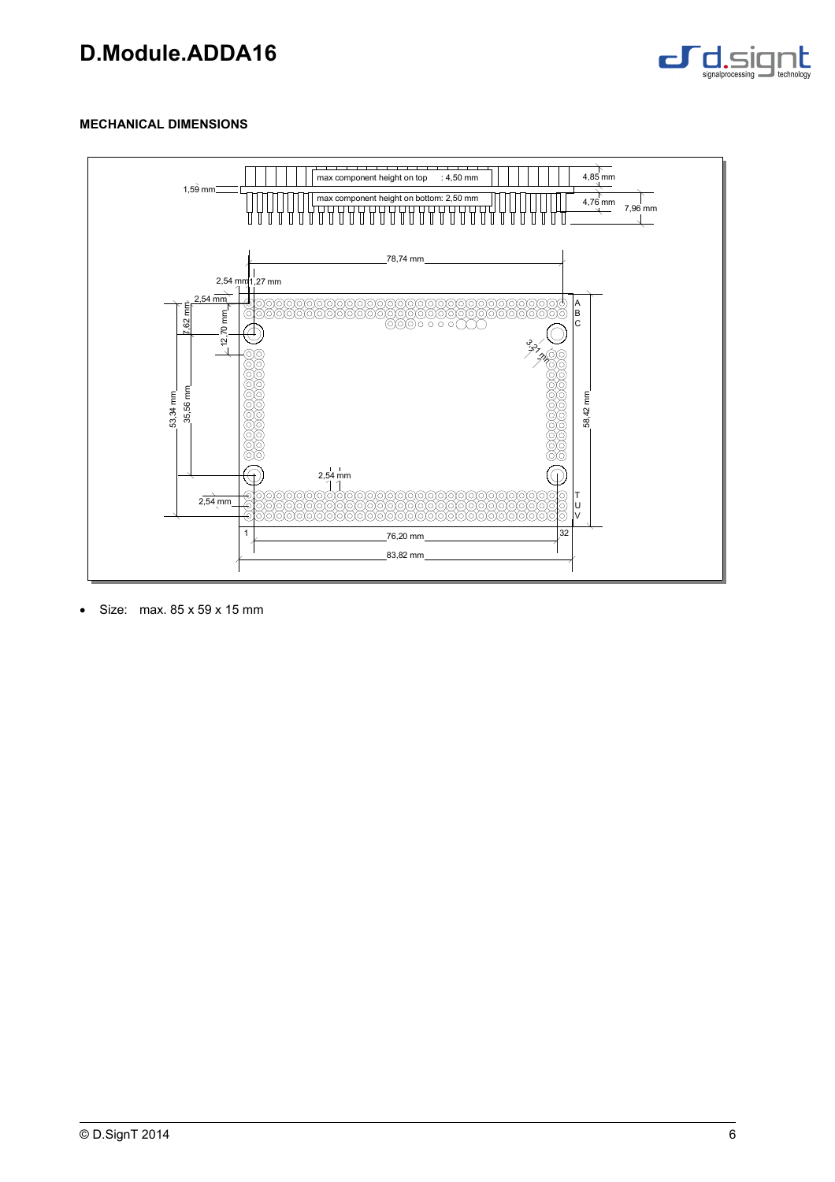## MECHANICAL DIMENSIONS

max component height on top : 4,50 mm

max component height on bottom: 2,50 mm

1,59 mm

4,85 mm

4,76 mm

7,96 mm

78,74 mm

2,54 mm

1,27 mm

2,54 mm

7,62 mm

12,70 mm

53,34 mm

35,56 mm

3,21 mm

58,42 mm

2,54 mm

2,54 mm

A

B

C

T

U

V

1

32

76,20 mm

83,82 mm

- Size: max. 85 x 59 x 15 mm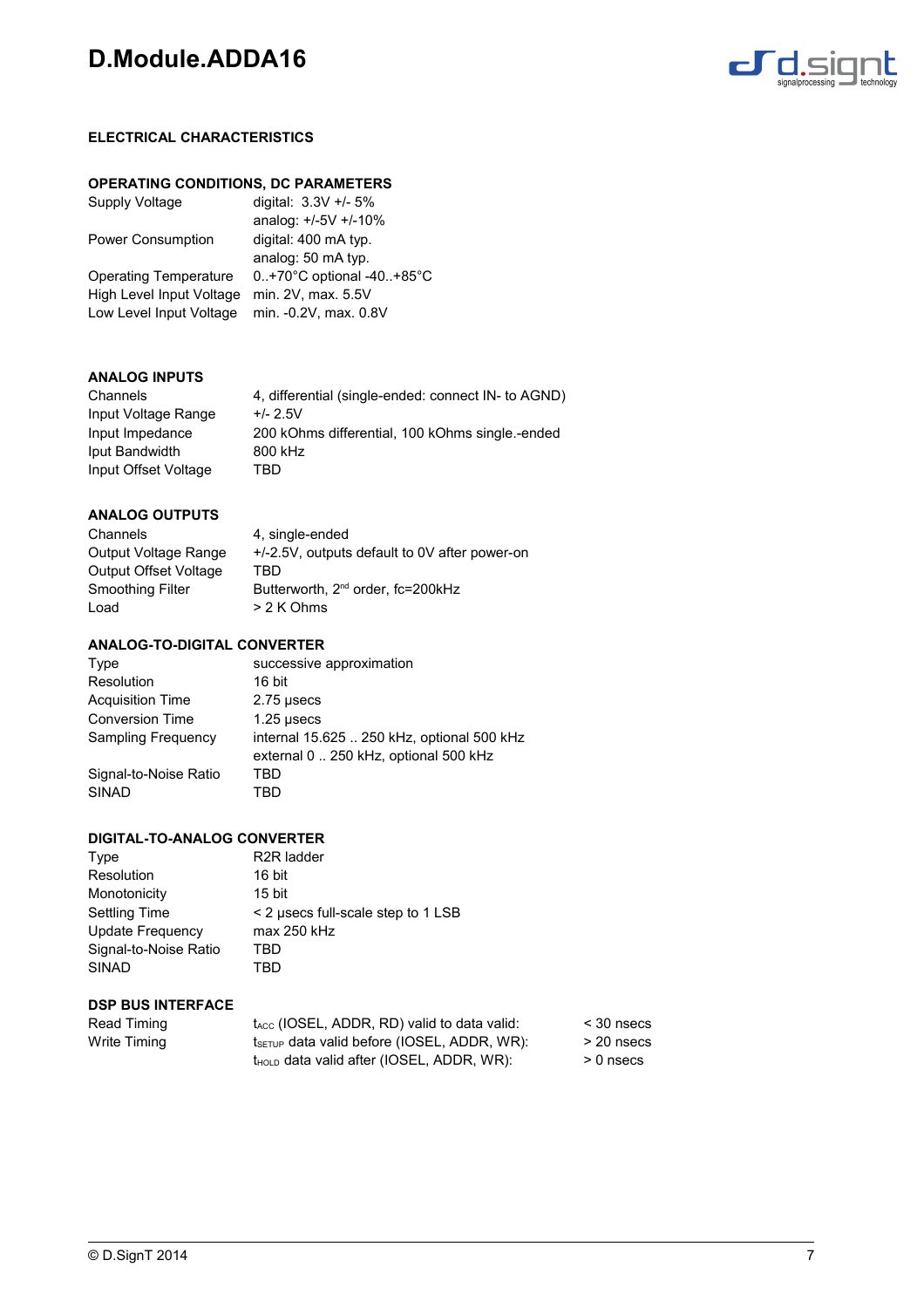# D.Module.ADDA16

## ELECTRICAL CHARACTERISTICS

### OPERATING CONDITIONS, DC PARAMETERS

| | |
|---|---|
| Supply Voltage | digital: 3.3V +/- 5%<br>analog: +/-5V +/-10% |
| Power Consumption | digital: 400 mA typ.<br>analog: 50 mA typ. |
| Operating Temperature | 0..+70°C optional -40..+85°C |
| High Level Input Voltage | min. 2V, max. 5.5V |
| Low Level Input Voltage | min. -0.2V, max. 0.8V |

### ANALOG INPUTS

| | |
|---|---|
| Channels | 4, differential (single-ended: connect IN- to AGND) |
| Input Voltage Range | +/- 2.5V |
| Input Impedance | 200 kOhms differential, 100 kOhms single.-ended |
| Iput Bandwidth | 800 kHz |
| Input Offset Voltage | TBD |

### ANALOG OUTPUTS

| | |
|---|---|
| Channels | 4, single-ended |
| Output Voltage Range | +/-2.5V, outputs default to 0V after power-on |
| Output Offset Voltage | TBD |
| Smoothing Filter | Butterworth, $2^{nd}$ order, fc=200kHz |
| Load | > 2 K Ohms |

### ANALOG-TO-DIGITAL CONVERTER

| | |
|---|---|
| Type | successive approximation |
| Resolution | 16 bit |
| Acquisition Time | 2.75 µsecs |
| Conversion Time | 1.25 µsecs |
| Sampling Frequency | internal 15.625 .. 250 kHz, optional 500 kHz<br>external 0 .. 250 kHz, optional 500 kHz |
| Signal-to-Noise Ratio | TBD |
| SINAD | TBD |

### DIGITAL-TO-ANALOG CONVERTER

| | |
|---|---|
| Type | R2R ladder |
| Resolution | 16 bit |
| Monotonicity | 15 bit |
| Settling Time | < 2 µsecs full-scale step to 1 LSB |
| Update Frequency | max 250 kHz |
| Signal-to-Noise Ratio | TBD |
| SINAD | TBD |

### DSP BUS INTERFACE

| | | |
|---|---|---|
| Read Timing | $t_{ACC}$ (IOSEL, ADDR, RD) valid to data valid: | < 30 nsecs |
| Write Timing | $t_{SETUP}$ data valid before (IOSEL, ADDR, WR): | > 20 nsecs |
| | $t_{HOLD}$ data valid after (IOSEL, ADDR, WR): | > 0 nsecs |

© D.SignT 2014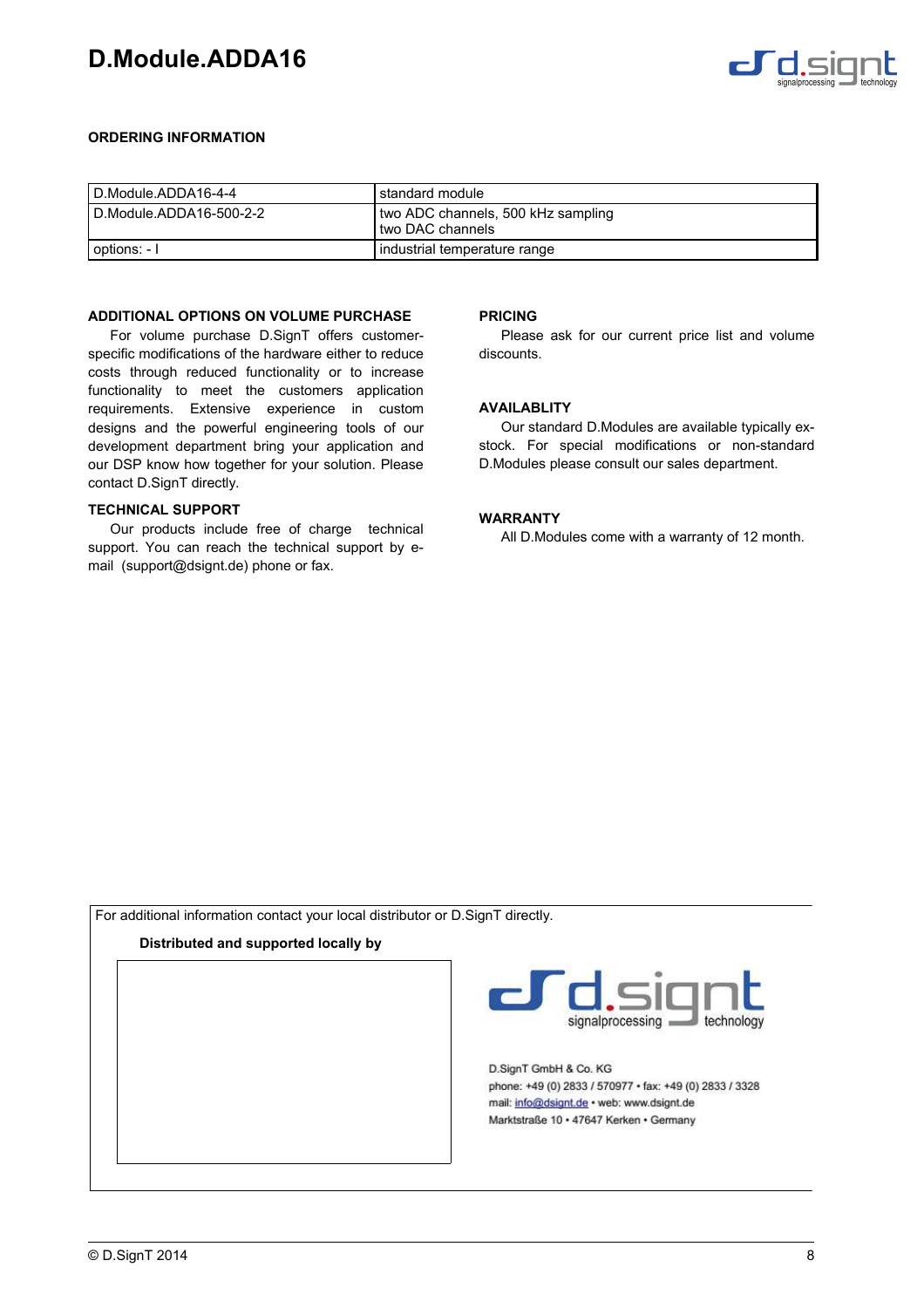### ORDERING INFORMATION

| | |
|---|---|
| D.Module.ADDA16-4-4 | standard module |
| D.Module.ADDA16-500-2-2 | two ADC channels, 500 kHz sampling<br>two DAC channels |
| options: - I | industrial temperature range |

### ADDITIONAL OPTIONS ON VOLUME PURCHASE

For volume purchase D.SignT offers customer-specific modifications of the hardware either to reduce costs through reduced functionality or to increase functionality to meet the customers application requirements. Extensive experience in custom designs and the powerful engineering tools of our development department bring your application and our DSP know how together for your solution. Please contact D.SignT directly.

### TECHNICAL SUPPORT

Our products include free of charge technical support. You can reach the technical support by e-mail (support@dsignt.de) phone or fax.

### PRICING

Please ask for our current price list and volume discounts.

### AVAILABLITY

Our standard D.Modules are available typically ex-stock. For special modifications or non-standard D.Modules please consult our sales department.

### WARRANTY

All D.Modules come with a warranty of 12 month.

For additional information contact your local distributor or D.SignT directly.

**Distributed and supported locally by**

d.signt signalprocessing technology

D.SignT GmbH & Co. KG
phone: +49 (0) 2833 / 570977 • fax: +49 (0) 2833 / 3328
mail: info@dsignt.de • web: www.dsignt.de
Marktstraße 10 • 47647 Kerken • Germany

© D.SignT 2014